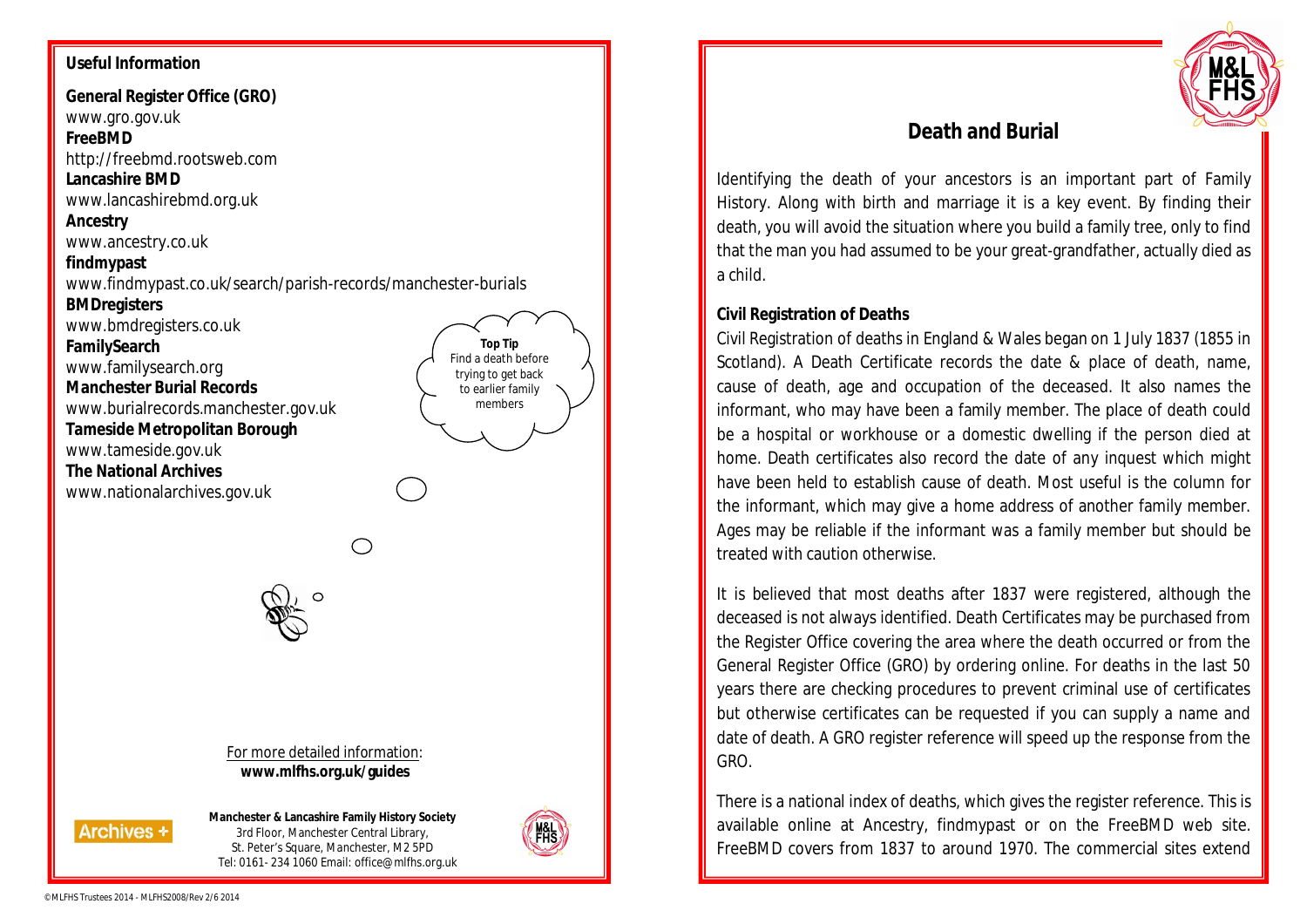**Useful Information**

**General Register Office (GRO)**
www.gro.gov.uk
**FreeBMD**
http://freebmd.rootsweb.com
**Lancashire BMD**
www.lancashirebmd.org.uk
**Ancestry**
www.ancestry.co.uk
**findmypast**
www.findmypast.co.uk/search/parish-records/manchester-burials
**BMDregisters**
www.bmdregisters.co.uk
**FamilySearch**
www.familysearch.org
**Manchester Burial Records**
www.burialrecords.manchester.gov.uk
**Tameside Metropolitan Borough**
www.tameside.gov.uk
**The National Archives**
www.nationalarchives.gov.uk

**Top Tip**
Find a death before trying to get back to earlier family members

For more detailed information:
**www.mlfhs.org.uk/guides**

**Manchester & Lancashire Family History Society**
3rd Floor, Manchester Central Library,
St. Peter's Square, Manchester, M2 5PD
Tel: 0161- 234 1060 Email: office@mlfhs.org.uk

© MLFHS Trustees 2014 - MLFHS2008/Rev 2/6 2014

## Death and Burial

Identifying the death of your ancestors is an important part of Family History. Along with birth and marriage it is a key event. By finding their death, you will avoid the situation where you build a family tree, only to find that the man you had assumed to be your great-grandfather, actually died as a child.

### Civil Registration of Deaths

Civil Registration of deaths in England & Wales began on 1 July 1837 (1855 in Scotland). A Death Certificate records the date & place of death, name, cause of death, age and occupation of the deceased. It also names the informant, who may have been a family member. The place of death could be a hospital or workhouse or a domestic dwelling if the person died at home. Death certificates also record the date of any inquest which might have been held to establish cause of death. Most useful is the column for the informant, which may give a home address of another family member. Ages may be reliable if the informant was a family member but should be treated with caution otherwise.

It is believed that most deaths after 1837 were registered, although the deceased is not always identified. Death Certificates may be purchased from the Register Office covering the area where the death occurred or from the General Register Office (GRO) by ordering online. For deaths in the last 50 years there are checking procedures to prevent criminal use of certificates but otherwise certificates can be requested if you can supply a name and date of death. A GRO register reference will speed up the response from the GRO.

There is a national index of deaths, which gives the register reference. This is available online at Ancestry, findmypast or on the FreeBMD web site. FreeBMD covers from 1837 to around 1970. The commercial sites extend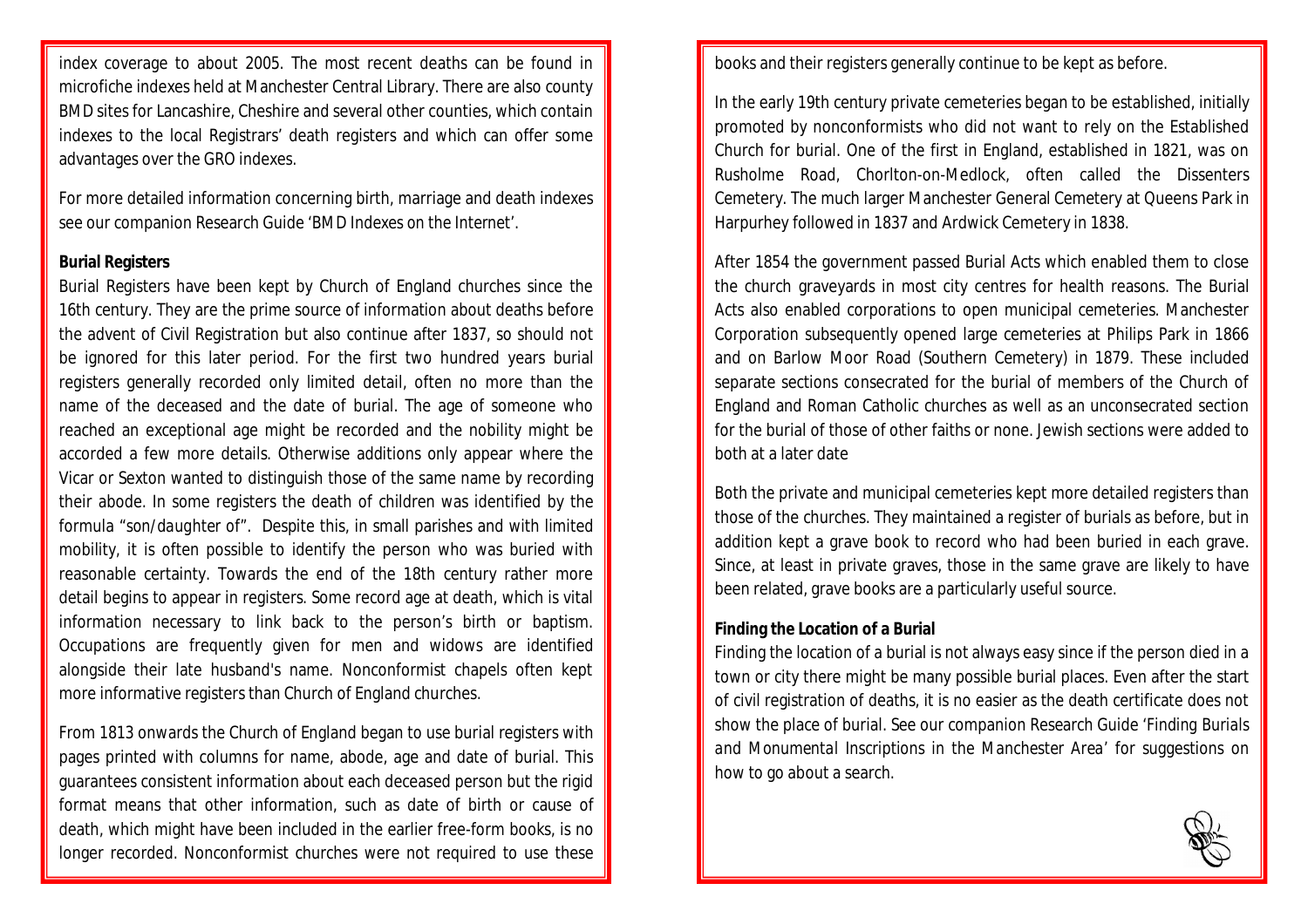index coverage to about 2005. The most recent deaths can be found in microfiche indexes held at Manchester Central Library. There are also county BMD sites for Lancashire, Cheshire and several other counties, which contain indexes to the local Registrars' death registers and which can offer some advantages over the GRO indexes.

For more detailed information concerning birth, marriage and death indexes see our companion Research Guide 'BMD Indexes on the Internet'.

**Burial Registers**

Burial Registers have been kept by Church of England churches since the 16th century. They are the prime source of information about deaths before the advent of Civil Registration but also continue after 1837, so should not be ignored for this later period. For the first two hundred years burial registers generally recorded only limited detail, often no more than the name of the deceased and the date of burial. The age of someone who reached an exceptional age might be recorded and the nobility might be accorded a few more details. Otherwise additions only appear where the Vicar or Sexton wanted to distinguish those of the same name by recording their abode. In some registers the death of children was identified by the formula "son/daughter of". Despite this, in small parishes and with limited mobility, it is often possible to identify the person who was buried with reasonable certainty. Towards the end of the 18th century rather more detail begins to appear in registers. Some record age at death, which is vital information necessary to link back to the person's birth or baptism. Occupations are frequently given for men and widows are identified alongside their late husband's name. Nonconformist chapels often kept more informative registers than Church of England churches.

From 1813 onwards the Church of England began to use burial registers with pages printed with columns for name, abode, age and date of burial. This guarantees consistent information about each deceased person but the rigid format means that other information, such as date of birth or cause of death, which might have been included in the earlier free-form books, is no longer recorded. Nonconformist churches were not required to use these books and their registers generally continue to be kept as before.

In the early 19th century private cemeteries began to be established, initially promoted by nonconformists who did not want to rely on the Established Church for burial. One of the first in England, established in 1821, was on Rusholme Road, Chorlton-on-Medlock, often called the Dissenters Cemetery. The much larger Manchester General Cemetery at Queens Park in Harpurhey followed in 1837 and Ardwick Cemetery in 1838.

After 1854 the government passed Burial Acts which enabled them to close the church graveyards in most city centres for health reasons. The Burial Acts also enabled corporations to open municipal cemeteries. Manchester Corporation subsequently opened large cemeteries at Philips Park in 1866 and on Barlow Moor Road (Southern Cemetery) in 1879. These included separate sections consecrated for the burial of members of the Church of England and Roman Catholic churches as well as an unconsecrated section for the burial of those of other faiths or none. Jewish sections were added to both at a later date

Both the private and municipal cemeteries kept more detailed registers than those of the churches. They maintained a register of burials as before, but in addition kept a grave book to record who had been buried in each grave. Since, at least in private graves, those in the same grave are likely to have been related, grave books are a particularly useful source.

**Finding the Location of a Burial**

Finding the location of a burial is not always easy since if the person died in a town or city there might be many possible burial places. Even after the start of civil registration of deaths, it is no easier as the death certificate does not show the place of burial. See our companion Research Guide 'Finding Burials and Monumental Inscriptions in the Manchester Area' for suggestions on how to go about a search.